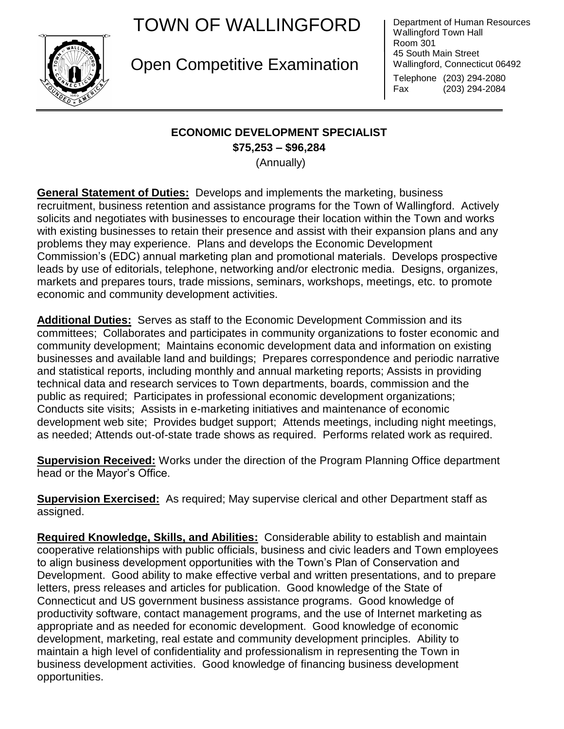# TOWN OF WALLINGFORD

## Open Competitive Examination

Department of Human Resources
Wallingford Town Hall
Room 301
45 South Main Street
Wallingford, Connecticut 06492
Telephone (203) 294-2080
Fax (203) 294-2084

---

**ECONOMIC DEVELOPMENT SPECIALIST**
**$75,253 – $96,284**
(Annually)

**General Statement of Duties:** Develops and implements the marketing, business recruitment, business retention and assistance programs for the Town of Wallingford. Actively solicits and negotiates with businesses to encourage their location within the Town and works with existing businesses to retain their presence and assist with their expansion plans and any problems they may experience. Plans and develops the Economic Development Commission's (EDC) annual marketing plan and promotional materials. Develops prospective leads by use of editorials, telephone, networking and/or electronic media. Designs, organizes, markets and prepares tours, trade missions, seminars, workshops, meetings, etc. to promote economic and community development activities.

**Additional Duties:** Serves as staff to the Economic Development Commission and its committees; Collaborates and participates in community organizations to foster economic and community development; Maintains economic development data and information on existing businesses and available land and buildings; Prepares correspondence and periodic narrative and statistical reports, including monthly and annual marketing reports; Assists in providing technical data and research services to Town departments, boards, commission and the public as required; Participates in professional economic development organizations; Conducts site visits; Assists in e-marketing initiatives and maintenance of economic development web site; Provides budget support; Attends meetings, including night meetings, as needed; Attends out-of-state trade shows as required. Performs related work as required.

**Supervision Received:** Works under the direction of the Program Planning Office department head or the Mayor's Office.

**Supervision Exercised:** As required; May supervise clerical and other Department staff as assigned.

**Required Knowledge, Skills, and Abilities:** Considerable ability to establish and maintain cooperative relationships with public officials, business and civic leaders and Town employees to align business development opportunities with the Town's Plan of Conservation and Development. Good ability to make effective verbal and written presentations, and to prepare letters, press releases and articles for publication. Good knowledge of the State of Connecticut and US government business assistance programs. Good knowledge of productivity software, contact management programs, and the use of Internet marketing as appropriate and as needed for economic development. Good knowledge of economic development, marketing, real estate and community development principles. Ability to maintain a high level of confidentiality and professionalism in representing the Town in business development activities. Good knowledge of financing business development opportunities.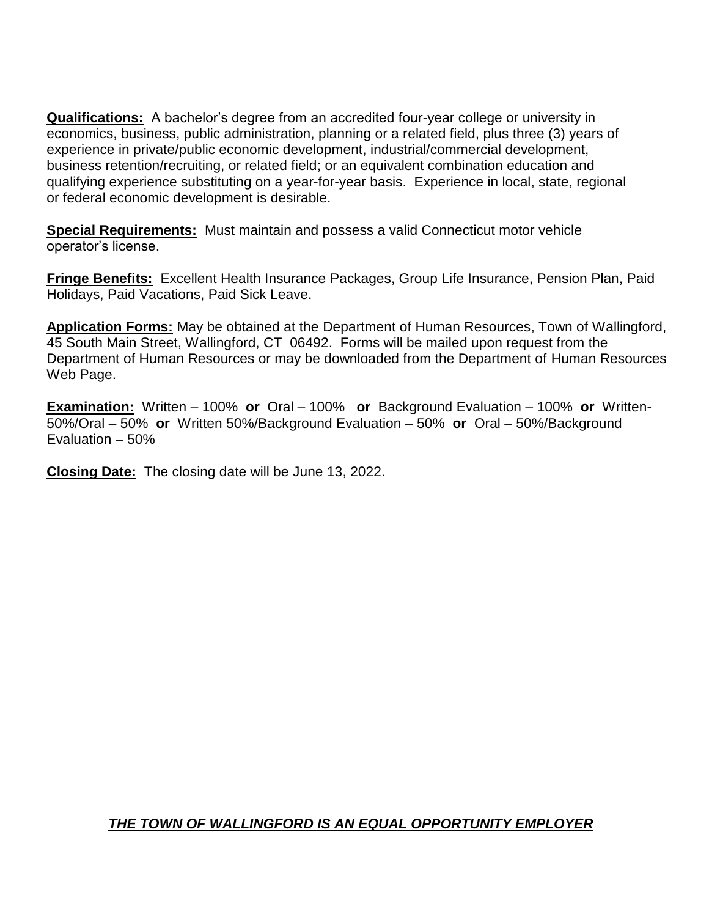**Qualifications:** A bachelor's degree from an accredited four-year college or university in economics, business, public administration, planning or a related field, plus three (3) years of experience in private/public economic development, industrial/commercial development, business retention/recruiting, or related field; or an equivalent combination education and qualifying experience substituting on a year-for-year basis. Experience in local, state, regional or federal economic development is desirable.

**Special Requirements:** Must maintain and possess a valid Connecticut motor vehicle operator's license.

**Fringe Benefits:** Excellent Health Insurance Packages, Group Life Insurance, Pension Plan, Paid Holidays, Paid Vacations, Paid Sick Leave.

**Application Forms:** May be obtained at the Department of Human Resources, Town of Wallingford, 45 South Main Street, Wallingford, CT 06492. Forms will be mailed upon request from the Department of Human Resources or may be downloaded from the Department of Human Resources Web Page.

**Examination:** Written – 100% **or** Oral – 100% **or** Background Evaluation – 100% **or** Written-50%/Oral – 50% **or** Written 50%/Background Evaluation – 50% **or** Oral – 50%/Background Evaluation – 50%

**Closing Date:** The closing date will be June 13, 2022.

***THE TOWN OF WALLINGFORD IS AN EQUAL OPPORTUNITY EMPLOYER***